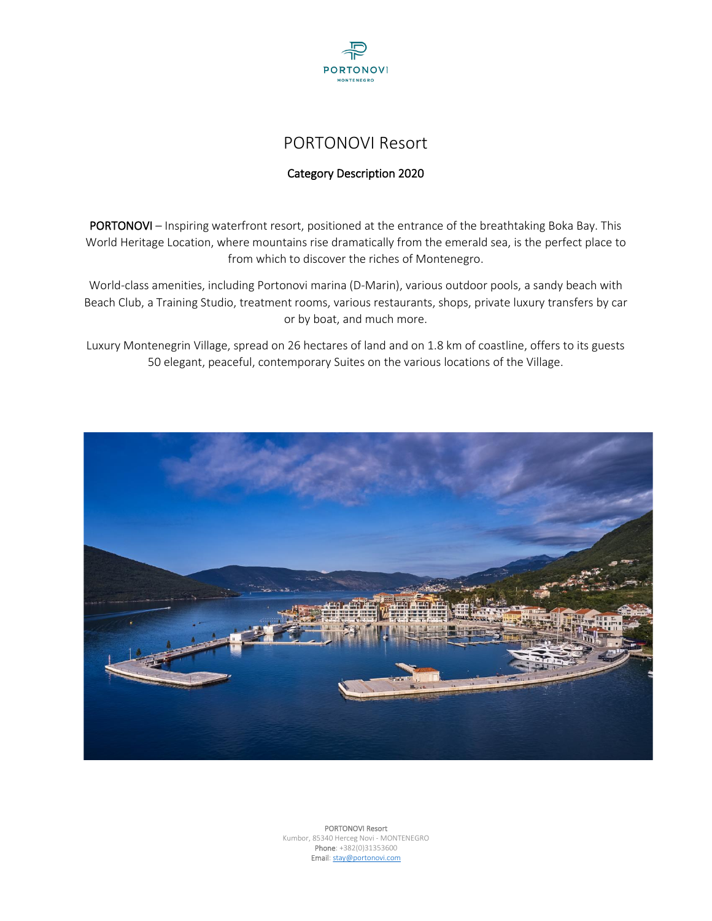PORTONOVI
MONTENEGRO

# PORTONOVI Resort

## Category Description 2020

**PORTONOVI** – Inspiring waterfront resort, positioned at the entrance of the breathtaking Boka Bay. This World Heritage Location, where mountains rise dramatically from the emerald sea, is the perfect place to from which to discover the riches of Montenegro.

World-class amenities, including Portonovi marina (D-Marin), various outdoor pools, a sandy beach with Beach Club, a Training Studio, treatment rooms, various restaurants, shops, private luxury transfers by car or by boat, and much more.

Luxury Montenegrin Village, spread on 26 hectares of land and on 1.8 km of coastline, offers to its guests 50 elegant, peaceful, contemporary Suites on the various locations of the Village.

PORTONOVI Resort
Kumbor, 85340 Herceg Novi - MONTENEGRO
**Phone**: +382(0)31353600
Email: stay@portonovi.com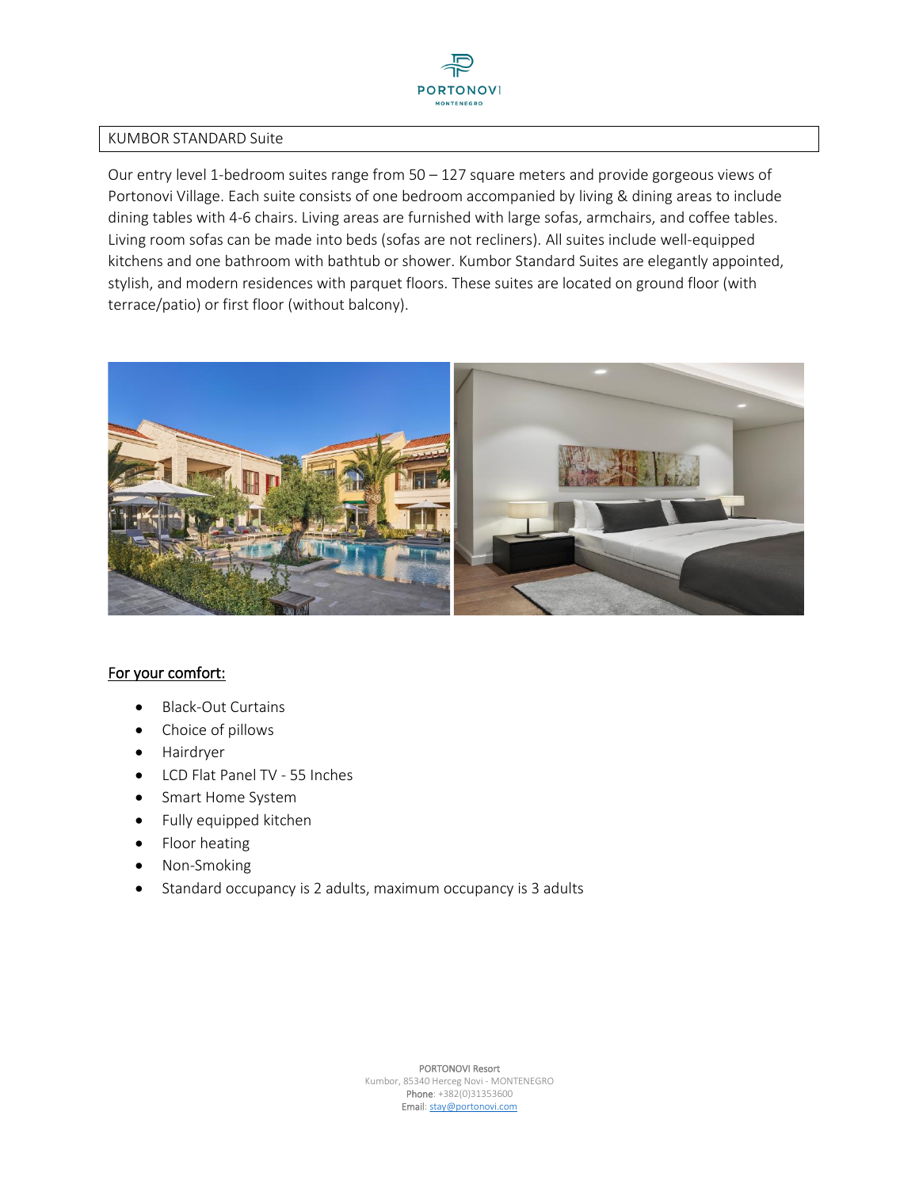# KUMBOR STANDARD Suite

Our entry level 1-bedroom suites range from 50 – 127 square meters and provide gorgeous views of Portonovi Village. Each suite consists of one bedroom accompanied by living & dining areas to include dining tables with 4-6 chairs. Living areas are furnished with large sofas, armchairs, and coffee tables. Living room sofas can be made into beds (sofas are not recliners). All suites include well-equipped kitchens and one bathroom with bathtub or shower. Kumbor Standard Suites are elegantly appointed, stylish, and modern residences with parquet floors. These suites are located on ground floor (with terrace/patio) or first floor (without balcony).

## For your comfort:

- Black-Out Curtains
- Choice of pillows
- Hairdryer
- LCD Flat Panel TV - 55 Inches
- Smart Home System
- Fully equipped kitchen
- Floor heating
- Non-Smoking
- Standard occupancy is 2 adults, maximum occupancy is 3 adults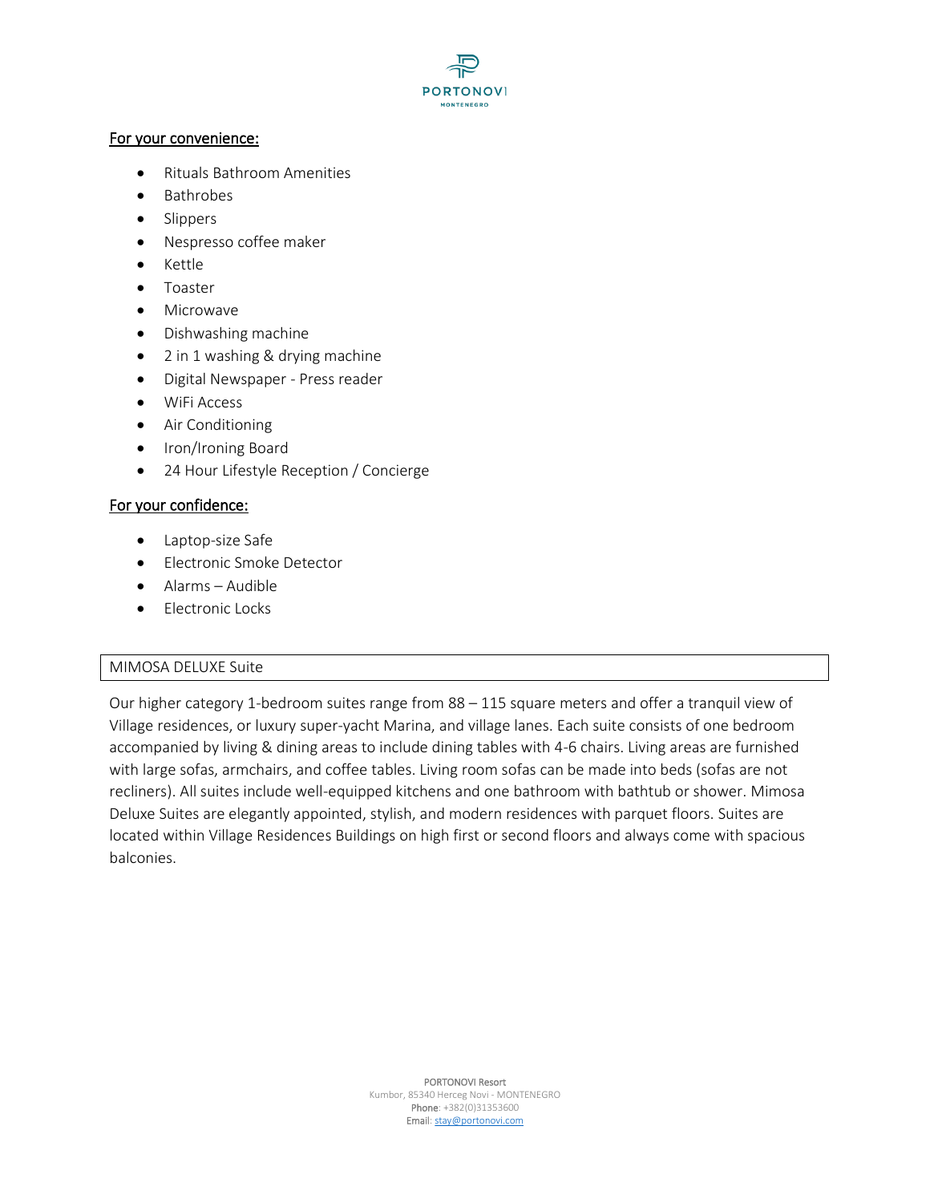For your convenience:

- Rituals Bathroom Amenities
- Bathrobes
- Slippers
- Nespresso coffee maker
- Kettle
- Toaster
- Microwave
- Dishwashing machine
- 2 in 1 washing & drying machine
- Digital Newspaper - Press reader
- WiFi Access
- Air Conditioning
- Iron/Ironing Board
- 24 Hour Lifestyle Reception / Concierge

For your confidence:

- Laptop-size Safe
- Electronic Smoke Detector
- Alarms – Audible
- Electronic Locks

## MIMOSA DELUXE Suite

Our higher category 1-bedroom suites range from 88 – 115 square meters and offer a tranquil view of Village residences, or luxury super-yacht Marina, and village lanes. Each suite consists of one bedroom accompanied by living & dining areas to include dining tables with 4-6 chairs. Living areas are furnished with large sofas, armchairs, and coffee tables. Living room sofas can be made into beds (sofas are not recliners). All suites include well-equipped kitchens and one bathroom with bathtub or shower. Mimosa Deluxe Suites are elegantly appointed, stylish, and modern residences with parquet floors. Suites are located within Village Residences Buildings on high first or second floors and always come with spacious balconies.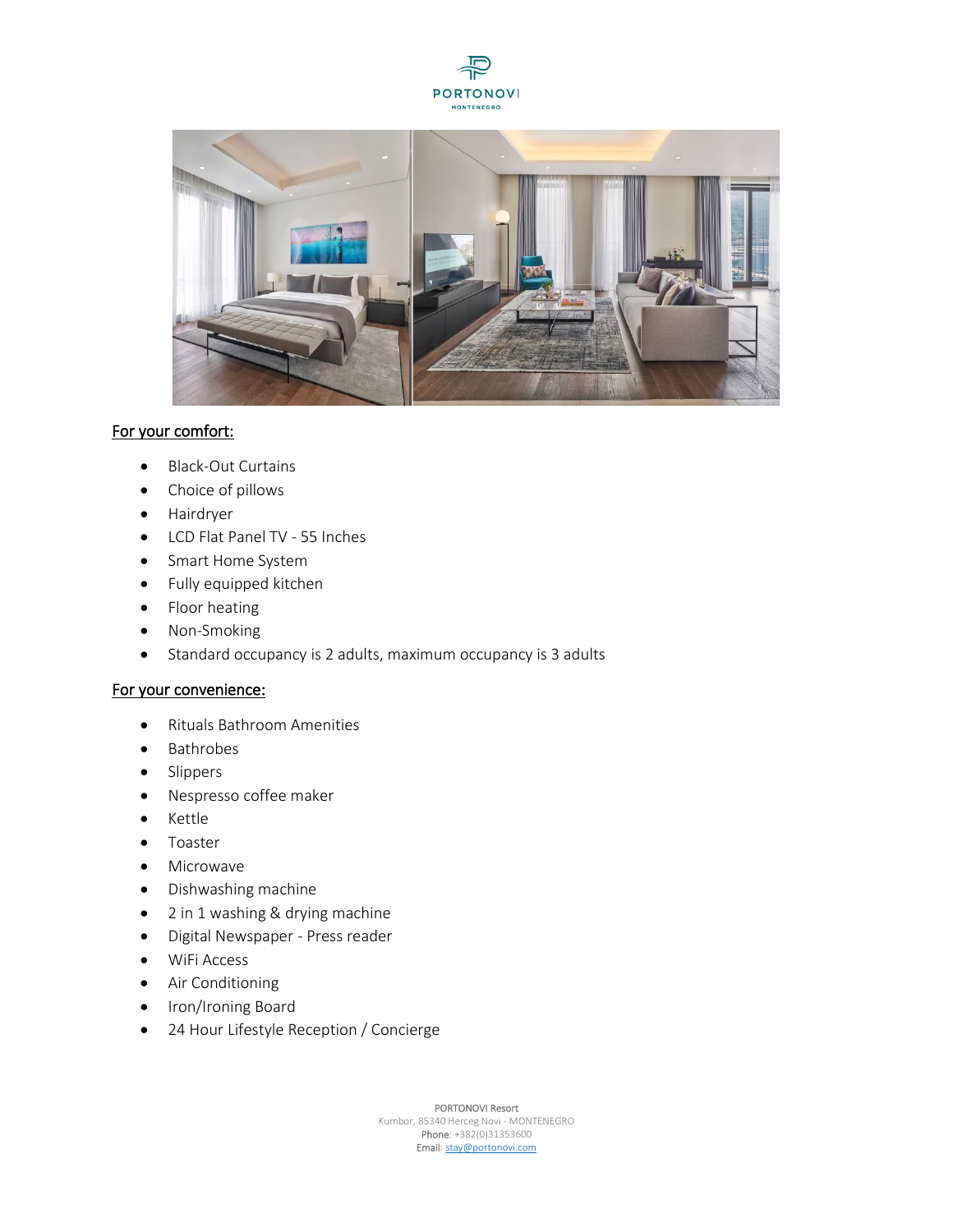## For your comfort:

- Black-Out Curtains
- Choice of pillows
- Hairdryer
- LCD Flat Panel TV - 55 Inches
- Smart Home System
- Fully equipped kitchen
- Floor heating
- Non-Smoking
- Standard occupancy is 2 adults, maximum occupancy is 3 adults

## For your convenience:

- Rituals Bathroom Amenities
- Bathrobes
- Slippers
- Nespresso coffee maker
- Kettle
- Toaster
- Microwave
- Dishwashing machine
- 2 in 1 washing & drying machine
- Digital Newspaper - Press reader
- WiFi Access
- Air Conditioning
- Iron/Ironing Board
- 24 Hour Lifestyle Reception / Concierge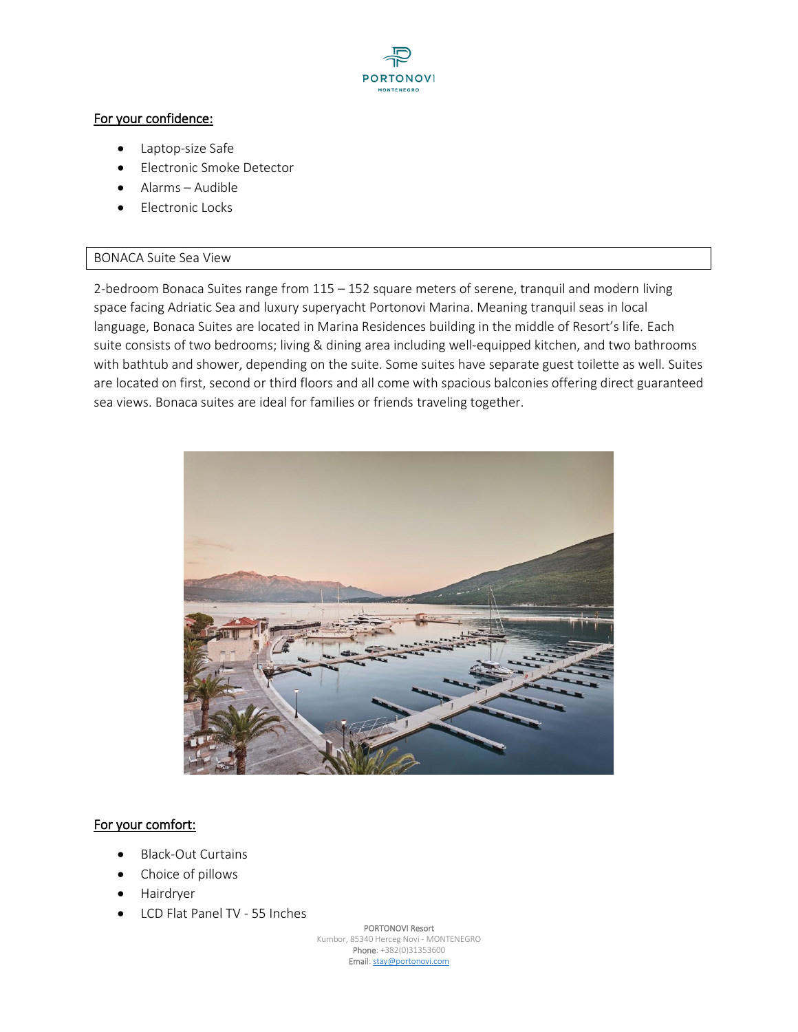## For your confidence:

- Laptop-size Safe
- Electronic Smoke Detector
- Alarms – Audible
- Electronic Locks

## BONACA Suite Sea View

2-bedroom Bonaca Suites range from 115 – 152 square meters of serene, tranquil and modern living space facing Adriatic Sea and luxury superyacht Portonovi Marina. Meaning tranquil seas in local language, Bonaca Suites are located in Marina Residences building in the middle of Resort's life. Each suite consists of two bedrooms; living & dining area including well-equipped kitchen, and two bathrooms with bathtub and shower, depending on the suite. Some suites have separate guest toilette as well. Suites are located on first, second or third floors and all come with spacious balconies offering direct guaranteed sea views. Bonaca suites are ideal for families or friends traveling together.

## For your comfort:

- Black-Out Curtains
- Choice of pillows
- Hairdryer
- LCD Flat Panel TV - 55 Inches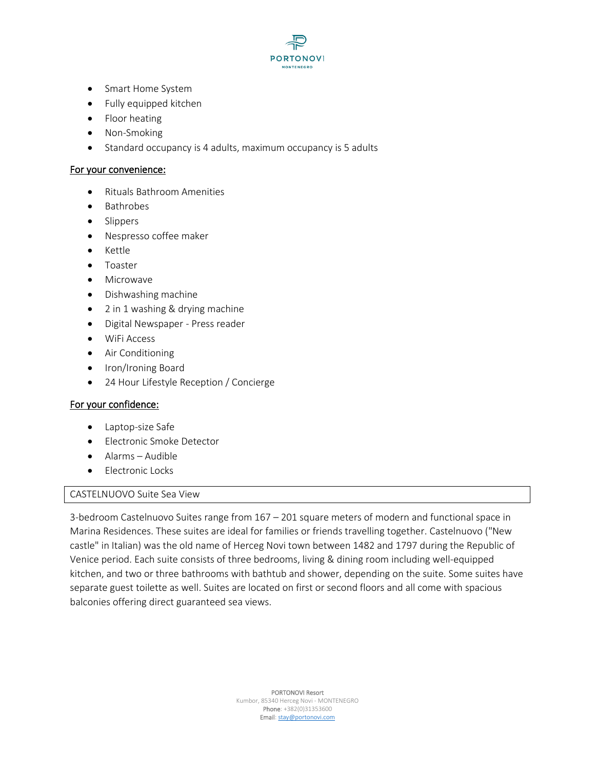- Smart Home System
- Fully equipped kitchen
- Floor heating
- Non-Smoking
- Standard occupancy is 4 adults, maximum occupancy is 5 adults

**For your convenience:**

- Rituals Bathroom Amenities
- Bathrobes
- Slippers
- Nespresso coffee maker
- Kettle
- Toaster
- Microwave
- Dishwashing machine
- 2 in 1 washing & drying machine
- Digital Newspaper - Press reader
- WiFi Access
- Air Conditioning
- Iron/Ironing Board
- 24 Hour Lifestyle Reception / Concierge

**For your confidence:**

- Laptop-size Safe
- Electronic Smoke Detector
- Alarms – Audible
- Electronic Locks

## CASTELNUOVO Suite Sea View

3-bedroom Castelnuovo Suites range from 167 – 201 square meters of modern and functional space in Marina Residences. These suites are ideal for families or friends travelling together. Castelnuovo ("New castle" in Italian) was the old name of Herceg Novi town between 1482 and 1797 during the Republic of Venice period. Each suite consists of three bedrooms, living & dining room including well-equipped kitchen, and two or three bathrooms with bathtub and shower, depending on the suite. Some suites have separate guest toilette as well. Suites are located on first or second floors and all come with spacious balconies offering direct guaranteed sea views.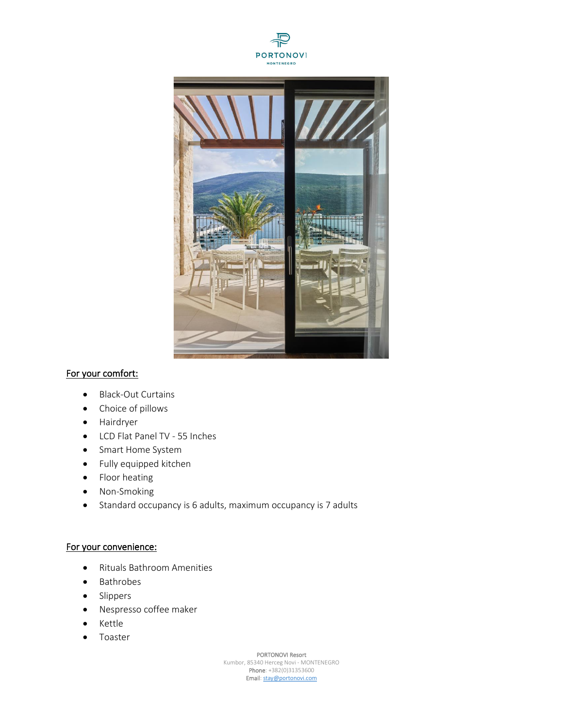## For your comfort:

- Black-Out Curtains
- Choice of pillows
- Hairdryer
- LCD Flat Panel TV - 55 Inches
- Smart Home System
- Fully equipped kitchen
- Floor heating
- Non-Smoking
- Standard occupancy is 6 adults, maximum occupancy is 7 adults

## For your convenience:

- Rituals Bathroom Amenities
- Bathrobes
- Slippers
- Nespresso coffee maker
- Kettle
- Toaster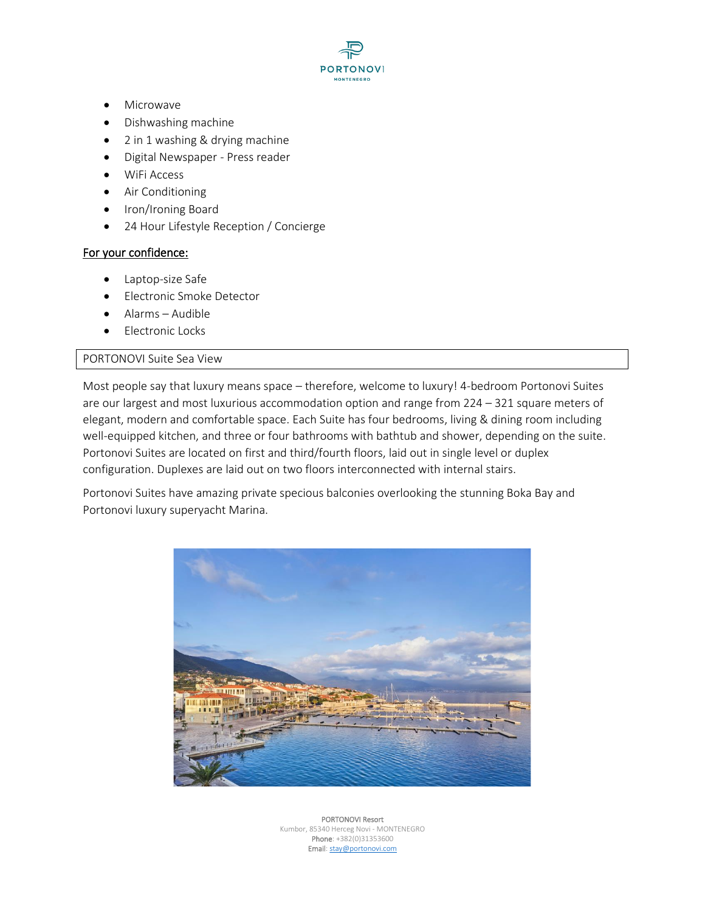- Microwave
- Dishwashing machine
- 2 in 1 washing & drying machine
- Digital Newspaper - Press reader
- WiFi Access
- Air Conditioning
- Iron/Ironing Board
- 24 Hour Lifestyle Reception / Concierge

## For your confidence:

- Laptop-size Safe
- Electronic Smoke Detector
- Alarms – Audible
- Electronic Locks

| PORTONOVI Suite Sea View |
|---|

Most people say that luxury means space – therefore, welcome to luxury! 4-bedroom Portonovi Suites are our largest and most luxurious accommodation option and range from 224 – 321 square meters of elegant, modern and comfortable space. Each Suite has four bedrooms, living & dining room including well-equipped kitchen, and three or four bathrooms with bathtub and shower, depending on the suite. Portonovi Suites are located on first and third/fourth floors, laid out in single level or duplex configuration. Duplexes are laid out on two floors interconnected with internal stairs.

Portonovi Suites have amazing private specious balconies overlooking the stunning Boka Bay and Portonovi luxury superyacht Marina.

PORTONOVI Resort
Kumbor, 85340 Herceg Novi - MONTENEGRO
Phone: +382(0)31353600
Email: stay@portonovi.com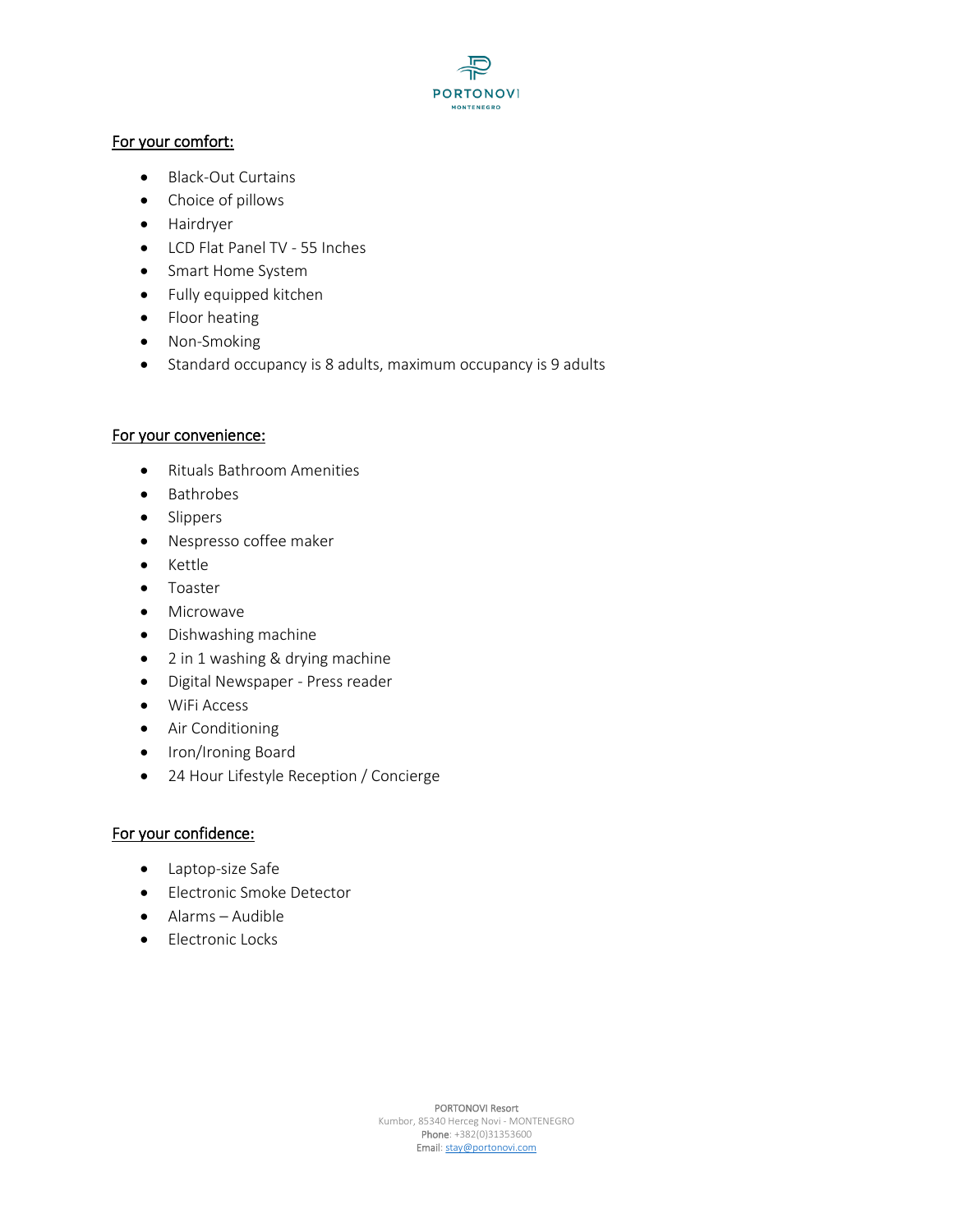## For your comfort:

- Black-Out Curtains
- Choice of pillows
- Hairdryer
- LCD Flat Panel TV - 55 Inches
- Smart Home System
- Fully equipped kitchen
- Floor heating
- Non-Smoking
- Standard occupancy is 8 adults, maximum occupancy is 9 adults

## For your convenience:

- Rituals Bathroom Amenities
- Bathrobes
- Slippers
- Nespresso coffee maker
- Kettle
- Toaster
- Microwave
- Dishwashing machine
- 2 in 1 washing & drying machine
- Digital Newspaper - Press reader
- WiFi Access
- Air Conditioning
- Iron/Ironing Board
- 24 Hour Lifestyle Reception / Concierge

## For your confidence:

- Laptop-size Safe
- Electronic Smoke Detector
- Alarms – Audible
- Electronic Locks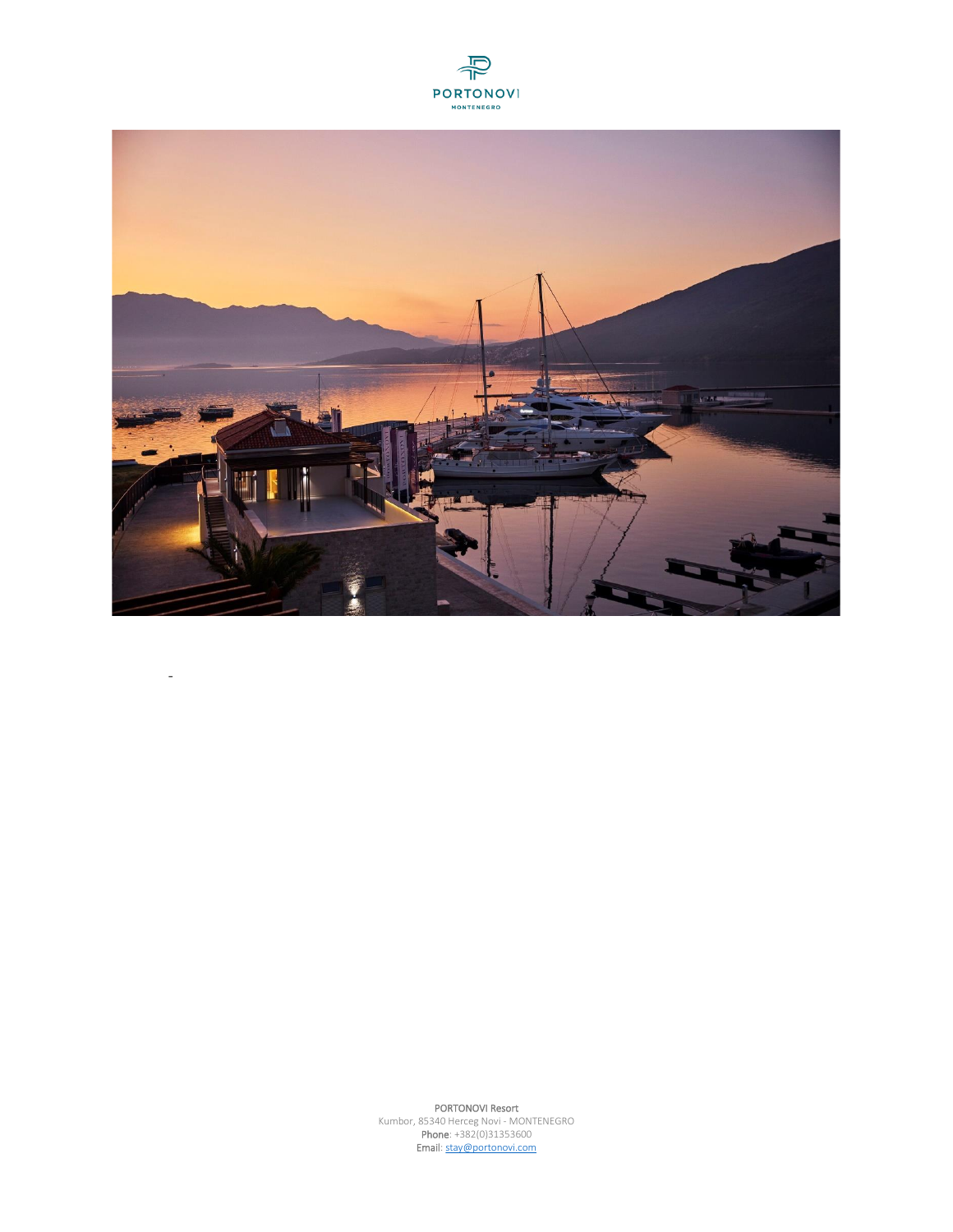PORTONOVI Resort
Kumbor, 85340 Herceg Novi - MONTENEGRO
Phone: +382(0)31353600
Email: stay@portonovi.com